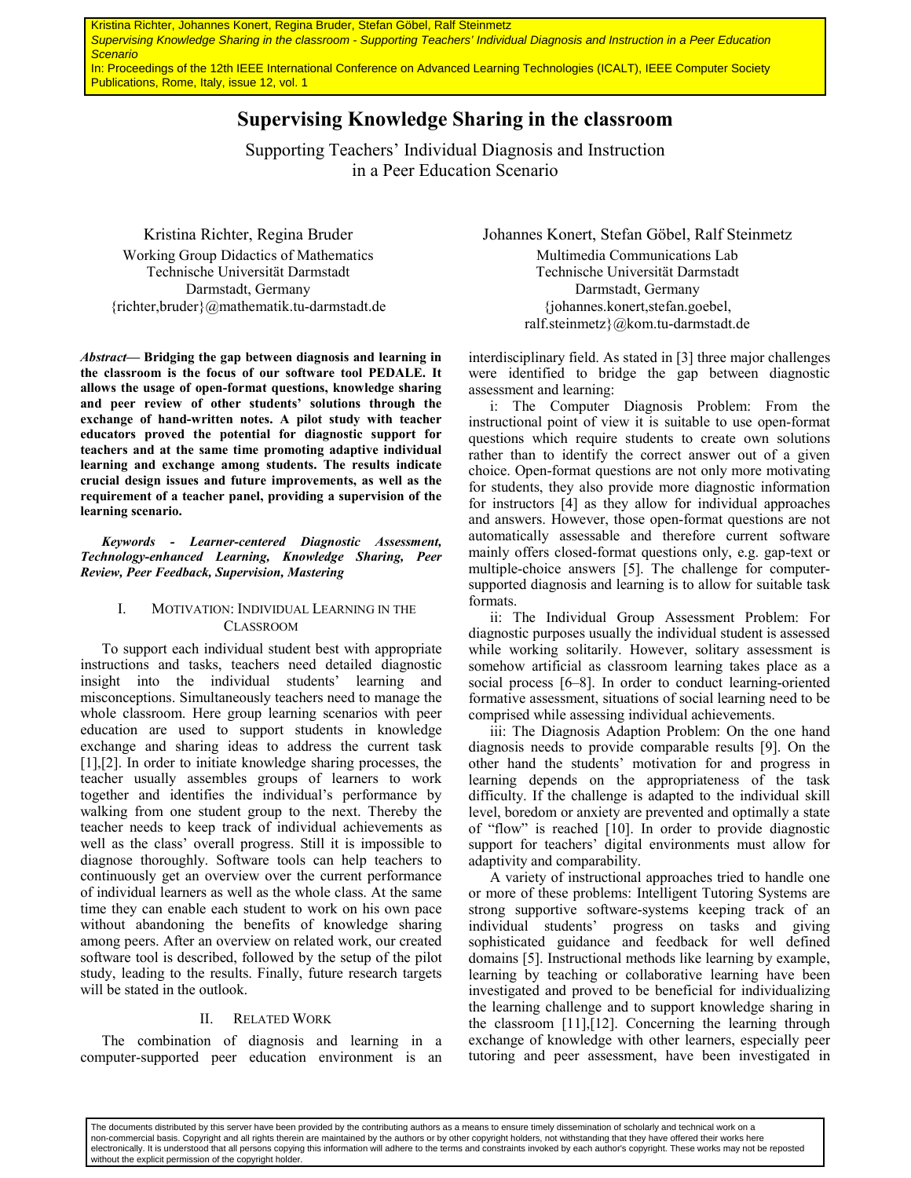Kristina Richter, Johannes Konert, Regina Bruder, Stefan Göbel, Ralf Steinmetz
*Supervising Knowledge Sharing in the classroom - Supporting Teachers' Individual Diagnosis and Instruction in a Peer Education Scenario*
In: Proceedings of the 12th IEEE International Conference on Advanced Learning Technologies (ICALT), IEEE Computer Society Publications, Rome, Italy, issue 12, vol. 1

# Supervising Knowledge Sharing in the classroom

Supporting Teachers' Individual Diagnosis and Instruction in a Peer Education Scenario

Kristina Richter, Regina Bruder
Working Group Didactics of Mathematics
Technische Universität Darmstadt
Darmstadt, Germany
{richter,bruder}@mathematik.tu-darmstadt.de

Johannes Konert, Stefan Göbel, Ralf Steinmetz
Multimedia Communications Lab
Technische Universität Darmstadt
Darmstadt, Germany
{johannes.konert,stefan.goebel,ralf.steinmetz}@kom.tu-darmstadt.de

***Abstract*— Bridging the gap between diagnosis and learning in the classroom is the focus of our software tool PEDALE. It allows the usage of open-format questions, knowledge sharing and peer review of other students' solutions through the exchange of hand-written notes. A pilot study with teacher educators proved the potential for diagnostic support for teachers and at the same time promoting adaptive individual learning and exchange among students. The results indicate crucial design issues and future improvements, as well as the requirement of a teacher panel, providing a supervision of the learning scenario.**

***Keywords - Learner-centered Diagnostic Assessment, Technology-enhanced Learning, Knowledge Sharing, Peer Review, Peer Feedback, Supervision, Mastering***

## I. Motivation: Individual Learning in the Classroom

To support each individual student best with appropriate instructions and tasks, teachers need detailed diagnostic insight into the individual students' learning and misconceptions. Simultaneously teachers need to manage the whole classroom. Here group learning scenarios with peer education are used to support students in knowledge exchange and sharing ideas to address the current task [1],[2]. In order to initiate knowledge sharing processes, the teacher usually assembles groups of learners to work together and identifies the individual's performance by walking from one student group to the next. Thereby the teacher needs to keep track of individual achievements as well as the class' overall progress. Still it is impossible to diagnose thoroughly. Software tools can help teachers to continuously get an overview over the current performance of individual learners as well as the whole class. At the same time they can enable each student to work on his own pace without abandoning the benefits of knowledge sharing among peers. After an overview on related work, our created software tool is described, followed by the setup of the pilot study, leading to the results. Finally, future research targets will be stated in the outlook.

## II. Related Work

The combination of diagnosis and learning in a computer-supported peer education environment is an interdisciplinary field. As stated in [3] three major challenges were identified to bridge the gap between diagnostic assessment and learning:

i: The Computer Diagnosis Problem: From the instructional point of view it is suitable to use open-format questions which require students to create own solutions rather than to identify the correct answer out of a given choice. Open-format questions are not only more motivating for students, they also provide more diagnostic information for instructors [4] as they allow for individual approaches and answers. However, those open-format questions are not automatically assessable and therefore current software mainly offers closed-format questions only, e.g. gap-text or multiple-choice answers [5]. The challenge for computer-supported diagnosis and learning is to allow for suitable task formats.

ii: The Individual Group Assessment Problem: For diagnostic purposes usually the individual student is assessed while working solitarily. However, solitary assessment is somehow artificial as classroom learning takes place as a social process [6–8]. In order to conduct learning-oriented formative assessment, situations of social learning need to be comprised while assessing individual achievements.

iii: The Diagnosis Adaption Problem: On the one hand diagnosis needs to provide comparable results [9]. On the other hand the students' motivation for and progress in learning depends on the appropriateness of the task difficulty. If the challenge is adapted to the individual skill level, boredom or anxiety are prevented and optimally a state of "flow" is reached [10]. In order to provide diagnostic support for teachers' digital environments must allow for adaptivity and comparability.

A variety of instructional approaches tried to handle one or more of these problems: Intelligent Tutoring Systems are strong supportive software-systems keeping track of an individual students' progress on tasks and giving sophisticated guidance and feedback for well defined domains [5]. Instructional methods like learning by example, learning by teaching or collaborative learning have been investigated and proved to be beneficial for individualizing the learning challenge and to support knowledge sharing in the classroom [11],[12]. Concerning the learning through exchange of knowledge with other learners, especially peer tutoring and peer assessment, have been investigated in

The documents distributed by this server have been provided by the contributing authors as a means to ensure timely dissemination of scholarly and technical work on a non-commercial basis. Copyright and all rights therein are maintained by the authors or by other copyright holders, not withstanding that they have offered their works here electronically. It is understood that all persons copying this information will adhere to the terms and constraints invoked by each author's copyright. These works may not be reposted without the explicit permission of the copyright holder.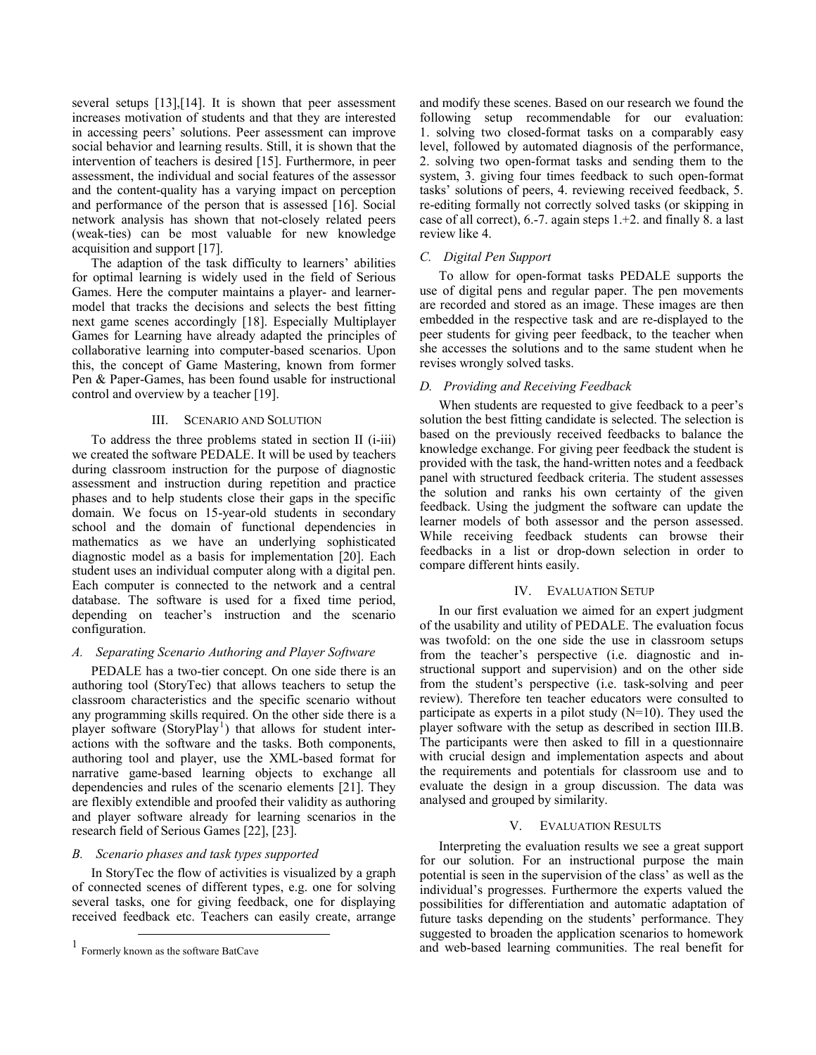several setups [13],[14]. It is shown that peer assessment increases motivation of students and that they are interested in accessing peers' solutions. Peer assessment can improve social behavior and learning results. Still, it is shown that the intervention of teachers is desired [15]. Furthermore, in peer assessment, the individual and social features of the assessor and the content-quality has a varying impact on perception and performance of the person that is assessed [16]. Social network analysis has shown that not-closely related peers (weak-ties) can be most valuable for new knowledge acquisition and support [17].

The adaption of the task difficulty to learners' abilities for optimal learning is widely used in the field of Serious Games. Here the computer maintains a player- and learner-model that tracks the decisions and selects the best fitting next game scenes accordingly [18]. Especially Multiplayer Games for Learning have already adapted the principles of collaborative learning into computer-based scenarios. Upon this, the concept of Game Mastering, known from former Pen & Paper-Games, has been found usable for instructional control and overview by a teacher [19].

## III. Scenario and Solution

To address the three problems stated in section II (i-iii) we created the software PEDALE. It will be used by teachers during classroom instruction for the purpose of diagnostic assessment and instruction during repetition and practice phases and to help students close their gaps in the specific domain. We focus on 15-year-old students in secondary school and the domain of functional dependencies in mathematics as we have an underlying sophisticated diagnostic model as a basis for implementation [20]. Each student uses an individual computer along with a digital pen. Each computer is connected to the network and a central database. The software is used for a fixed time period, depending on teacher's instruction and the scenario configuration.

### *A. Separating Scenario Authoring and Player Software*

PEDALE has a two-tier concept. On one side there is an authoring tool (StoryTec) that allows teachers to setup the classroom characteristics and the specific scenario without any programming skills required. On the other side there is a player software (StoryPlay[1]) that allows for student interactions with the software and the tasks. Both components, authoring tool and player, use the XML-based format for narrative game-based learning objects to exchange all dependencies and rules of the scenario elements [21]. They are flexibly extendible and proofed their validity as authoring and player software already for learning scenarios in the research field of Serious Games [22], [23].

### *B. Scenario phases and task types supported*

In StoryTec the flow of activities is visualized by a graph of connected scenes of different types, e.g. one for solving several tasks, one for giving feedback, one for displaying received feedback etc. Teachers can easily create, arrange and modify these scenes. Based on our research we found the following setup recommendable for our evaluation: 1. solving two closed-format tasks on a comparably easy level, followed by automated diagnosis of the performance, 2. solving two open-format tasks and sending them to the system, 3. giving four times feedback to such open-format tasks' solutions of peers, 4. reviewing received feedback, 5. re-editing formally not correctly solved tasks (or skipping in case of all correct), 6.-7. again steps 1.+2. and finally 8. a last review like 4.

### *C. Digital Pen Support*

To allow for open-format tasks PEDALE supports the use of digital pens and regular paper. The pen movements are recorded and stored as an image. These images are then embedded in the respective task and are re-displayed to the peer students for giving peer feedback, to the teacher when she accesses the solutions and to the same student when he revises wrongly solved tasks.

### *D. Providing and Receiving Feedback*

When students are requested to give feedback to a peer's solution the best fitting candidate is selected. The selection is based on the previously received feedbacks to balance the knowledge exchange. For giving peer feedback the student is provided with the task, the hand-written notes and a feedback panel with structured feedback criteria. The student assesses the solution and ranks his own certainty of the given feedback. Using the judgment the software can update the learner models of both assessor and the person assessed. While receiving feedback students can browse their feedbacks in a list or drop-down selection in order to compare different hints easily.

## IV. Evaluation Setup

In our first evaluation we aimed for an expert judgment of the usability and utility of PEDALE. The evaluation focus was twofold: on the one side the use in classroom setups from the teacher's perspective (i.e. diagnostic and instructional support and supervision) and on the other side from the student's perspective (i.e. task-solving and peer review). Therefore ten teacher educators were consulted to participate as experts in a pilot study (N=10). They used the player software with the setup as described in section III.B. The participants were then asked to fill in a questionnaire with crucial design and implementation aspects and about the requirements and potentials for classroom use and to evaluate the design in a group discussion. The data was analysed and grouped by similarity.

## V. Evaluation Results

Interpreting the evaluation results we see a great support for our solution. For an instructional purpose the main potential is seen in the supervision of the class' as well as the individual's progresses. Furthermore the experts valued the possibilities for differentiation and automatic adaptation of future tasks depending on the students' performance. They suggested to broaden the application scenarios to homework and web-based learning communities. The real benefit for

[1] Formerly known as the software BatCave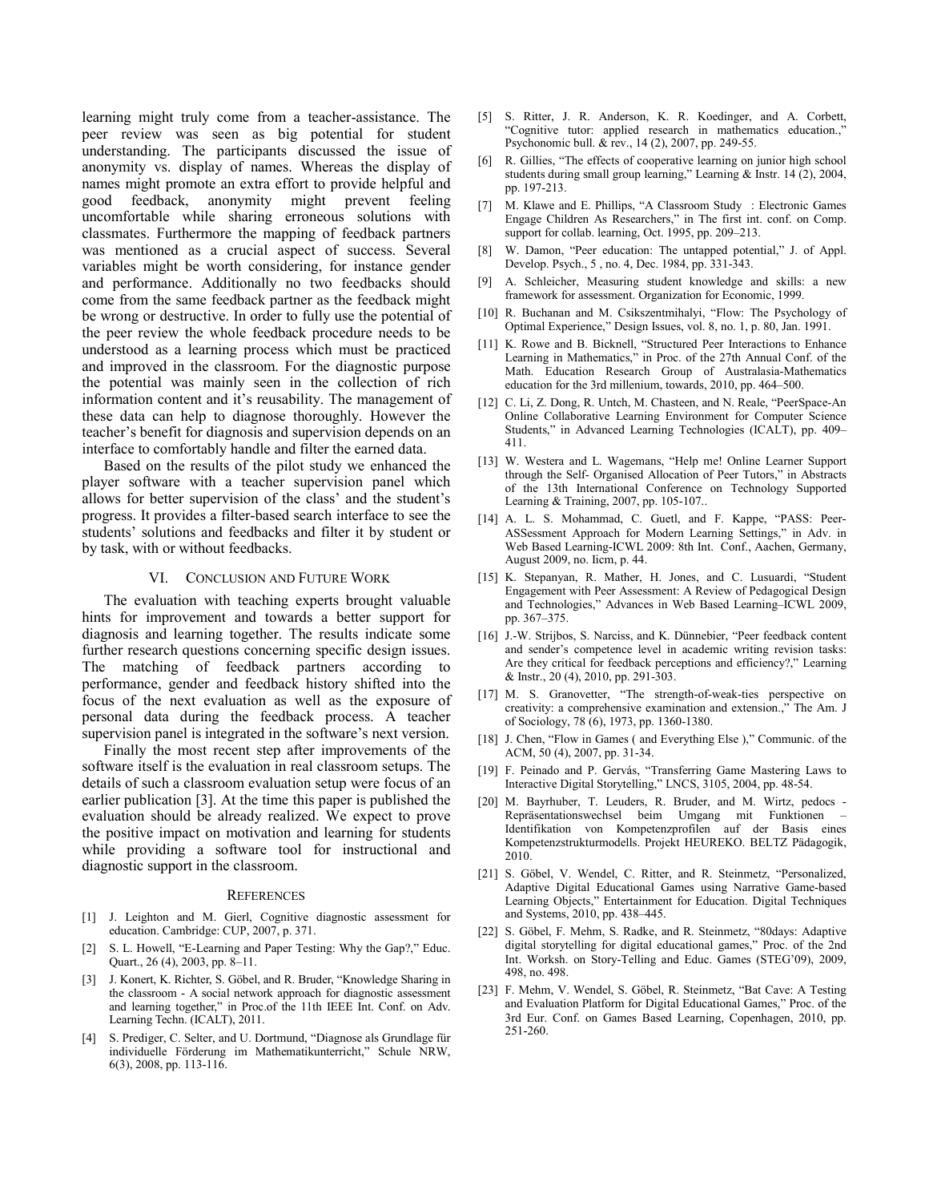learning might truly come from a teacher-assistance. The peer review was seen as big potential for student understanding. The participants discussed the issue of anonymity vs. display of names. Whereas the display of names might promote an extra effort to provide helpful and good feedback, anonymity might prevent feeling uncomfortable while sharing erroneous solutions with classmates. Furthermore the mapping of feedback partners was mentioned as a crucial aspect of success. Several variables might be worth considering, for instance gender and performance. Additionally no two feedbacks should come from the same feedback partner as the feedback might be wrong or destructive. In order to fully use the potential of the peer review the whole feedback procedure needs to be understood as a learning process which must be practiced and improved in the classroom. For the diagnostic purpose the potential was mainly seen in the collection of rich information content and it's reusability. The management of these data can help to diagnose thoroughly. However the teacher's benefit for diagnosis and supervision depends on an interface to comfortably handle and filter the earned data.

Based on the results of the pilot study we enhanced the player software with a teacher supervision panel which allows for better supervision of the class' and the student's progress. It provides a filter-based search interface to see the students' solutions and feedbacks and filter it by student or by task, with or without feedbacks.

## VI. Conclusion and Future Work

The evaluation with teaching experts brought valuable hints for improvement and towards a better support for diagnosis and learning together. The results indicate some further research questions concerning specific design issues. The matching of feedback partners according to performance, gender and feedback history shifted into the focus of the next evaluation as well as the exposure of personal data during the feedback process. A teacher supervision panel is integrated in the software's next version.

Finally the most recent step after improvements of the software itself is the evaluation in real classroom setups. The details of such a classroom evaluation setup were focus of an earlier publication [3]. At the time this paper is published the evaluation should be already realized. We expect to prove the positive impact on motivation and learning for students while providing a software tool for instructional and diagnostic support in the classroom.

## References

[1] J. Leighton and M. Gierl, Cognitive diagnostic assessment for education. Cambridge: CUP, 2007, p. 371.

[2] S. L. Howell, "E-Learning and Paper Testing: Why the Gap?," Educ. Quart., 26 (4), 2003, pp. 8–11.

[3] J. Konert, K. Richter, S. Göbel, and R. Bruder, "Knowledge Sharing in the classroom - A social network approach for diagnostic assessment and learning together," in Proc.of the 11th IEEE Int. Conf. on Adv. Learning Techn. (ICALT), 2011.

[4] S. Prediger, C. Selter, and U. Dortmund, "Diagnose als Grundlage für individuelle Förderung im Mathematikunterricht," Schule NRW, 6(3), 2008, pp. 113-116.

[5] S. Ritter, J. R. Anderson, K. R. Koedinger, and A. Corbett, "Cognitive tutor: applied research in mathematics education.," Psychonomic bull. & rev., 14 (2), 2007, pp. 249-55.

[6] R. Gillies, "The effects of cooperative learning on junior high school students during small group learning," Learning & Instr. 14 (2), 2004, pp. 197-213.

[7] M. Klawe and E. Phillips, "A Classroom Study : Electronic Games Engage Children As Researchers," in The first int. conf. on Comp. support for collab. learning, Oct. 1995, pp. 209–213.

[8] W. Damon, "Peer education: The untapped potential," J. of Appl. Develop. Psych., 5 , no. 4, Dec. 1984, pp. 331-343.

[9] A. Schleicher, Measuring student knowledge and skills: a new framework for assessment. Organization for Economic, 1999.

[10] R. Buchanan and M. Csikszentmihalyi, "Flow: The Psychology of Optimal Experience," Design Issues, vol. 8, no. 1, p. 80, Jan. 1991.

[11] K. Rowe and B. Bicknell, "Structured Peer Interactions to Enhance Learning in Mathematics," in Proc. of the 27th Annual Conf. of the Math. Education Research Group of Australasia-Mathematics education for the 3rd millenium, towards, 2010, pp. 464–500.

[12] C. Li, Z. Dong, R. Untch, M. Chasteen, and N. Reale, "PeerSpace-An Online Collaborative Learning Environment for Computer Science Students," in Advanced Learning Technologies (ICALT), pp. 409–411.

[13] W. Westera and L. Wagemans, "Help me! Online Learner Support through the Self- Organised Allocation of Peer Tutors," in Abstracts of the 13th International Conference on Technology Supported Learning & Training, 2007, pp. 105-107..

[14] A. L. S. Mohammad, C. Guetl, and F. Kappe, "PASS: Peer-ASSessment Approach for Modern Learning Settings," in Adv. in Web Based Learning-ICWL 2009: 8th Int. Conf., Aachen, Germany, August 2009, no. Iicm, p. 44.

[15] K. Stepanyan, R. Mather, H. Jones, and C. Lusuardi, "Student Engagement with Peer Assessment: A Review of Pedagogical Design and Technologies," Advances in Web Based Learning–ICWL 2009, pp. 367–375.

[16] J.-W. Strijbos, S. Narciss, and K. Dünnebier, "Peer feedback content and sender's competence level in academic writing revision tasks: Are they critical for feedback perceptions and efficiency?," Learning & Instr., 20 (4), 2010, pp. 291-303.

[17] M. S. Granovetter, "The strength-of-weak-ties perspective on creativity: a comprehensive examination and extension.," The Am. J of Sociology, 78 (6), 1973, pp. 1360-1380.

[18] J. Chen, "Flow in Games ( and Everything Else )," Communic. of the ACM, 50 (4), 2007, pp. 31-34.

[19] F. Peinado and P. Gervás, "Transferring Game Mastering Laws to Interactive Digital Storytelling," LNCS, 3105, 2004, pp. 48-54.

[20] M. Bayrhuber, T. Leuders, R. Bruder, and M. Wirtz, pedocs - Repräsentationswechsel beim Umgang mit Funktionen – Identifikation von Kompetenzprofilen auf der Basis eines Kompetenzstrukturmodells. Projekt HEUREKO. BELTZ Pädagogik, 2010.

[21] S. Göbel, V. Wendel, C. Ritter, and R. Steinmetz, "Personalized, Adaptive Digital Educational Games using Narrative Game-based Learning Objects," Entertainment for Education. Digital Techniques and Systems, 2010, pp. 438–445.

[22] S. Göbel, F. Mehm, S. Radke, and R. Steinmetz, "80days: Adaptive digital storytelling for digital educational games," Proc. of the 2nd Int. Worksh. on Story-Telling and Educ. Games (STEG'09), 2009, 498, no. 498.

[23] F. Mehm, V. Wendel, S. Göbel, R. Steinmetz, "Bat Cave: A Testing and Evaluation Platform for Digital Educational Games," Proc. of the 3rd Eur. Conf. on Games Based Learning, Copenhagen, 2010, pp. 251-260.